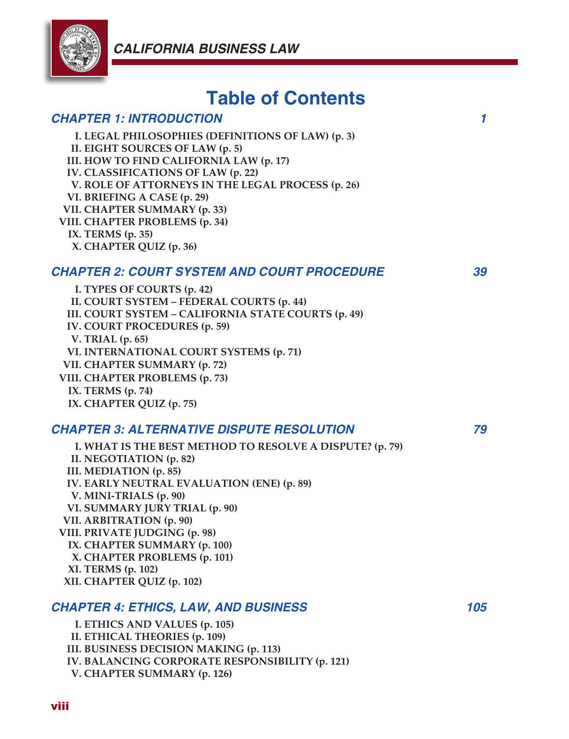# Table of Contents

## CHAPTER 1: INTRODUCTION — 1

I. LEGAL PHILOSOPHIES (DEFINITIONS OF LAW) (p. 3)
II. EIGHT SOURCES OF LAW (p. 5)
III. HOW TO FIND CALIFORNIA LAW (p. 17)
IV. CLASSIFICATIONS OF LAW (p. 22)
V. ROLE OF ATTORNEYS IN THE LEGAL PROCESS (p. 26)
VI. BRIEFING A CASE (p. 29)
VII. CHAPTER SUMMARY (p. 33)
VIII. CHAPTER PROBLEMS (p. 34)
IX. TERMS (p. 35)
X. CHAPTER QUIZ (p. 36)

## CHAPTER 2: COURT SYSTEM AND COURT PROCEDURE — 39

I. TYPES OF COURTS (p. 42)
II. COURT SYSTEM – FEDERAL COURTS (p. 44)
III. COURT SYSTEM – CALIFORNIA STATE COURTS (p. 49)
IV. COURT PROCEDURES (p. 59)
V. TRIAL (p. 65)
VI. INTERNATIONAL COURT SYSTEMS (p. 71)
VII. CHAPTER SUMMARY (p. 72)
VIII. CHAPTER PROBLEMS (p. 73)
IX. TERMS (p. 74)
IX. CHAPTER QUIZ (p. 75)

## CHAPTER 3: ALTERNATIVE DISPUTE RESOLUTION — 79

I. WHAT IS THE BEST METHOD TO RESOLVE A DISPUTE? (p. 79)
II. NEGOTIATION (p. 82)
III. MEDIATION (p. 85)
IV. EARLY NEUTRAL EVALUATION (ENE) (p. 89)
V. MINI-TRIALS (p. 90)
VI. SUMMARY JURY TRIAL (p. 90)
VII. ARBITRATION (p. 90)
VIII. PRIVATE JUDGING (p. 98)
IX. CHAPTER SUMMARY (p. 100)
X. CHAPTER PROBLEMS (p. 101)
XI. TERMS (p. 102)
XII. CHAPTER QUIZ (p. 102)

## CHAPTER 4: ETHICS, LAW, AND BUSINESS — 105

I. ETHICS AND VALUES (p. 105)
II. ETHICAL THEORIES (p. 109)
III. BUSINESS DECISION MAKING (p. 113)
IV. BALANCING CORPORATE RESPONSIBILITY (p. 121)
V. CHAPTER SUMMARY (p. 126)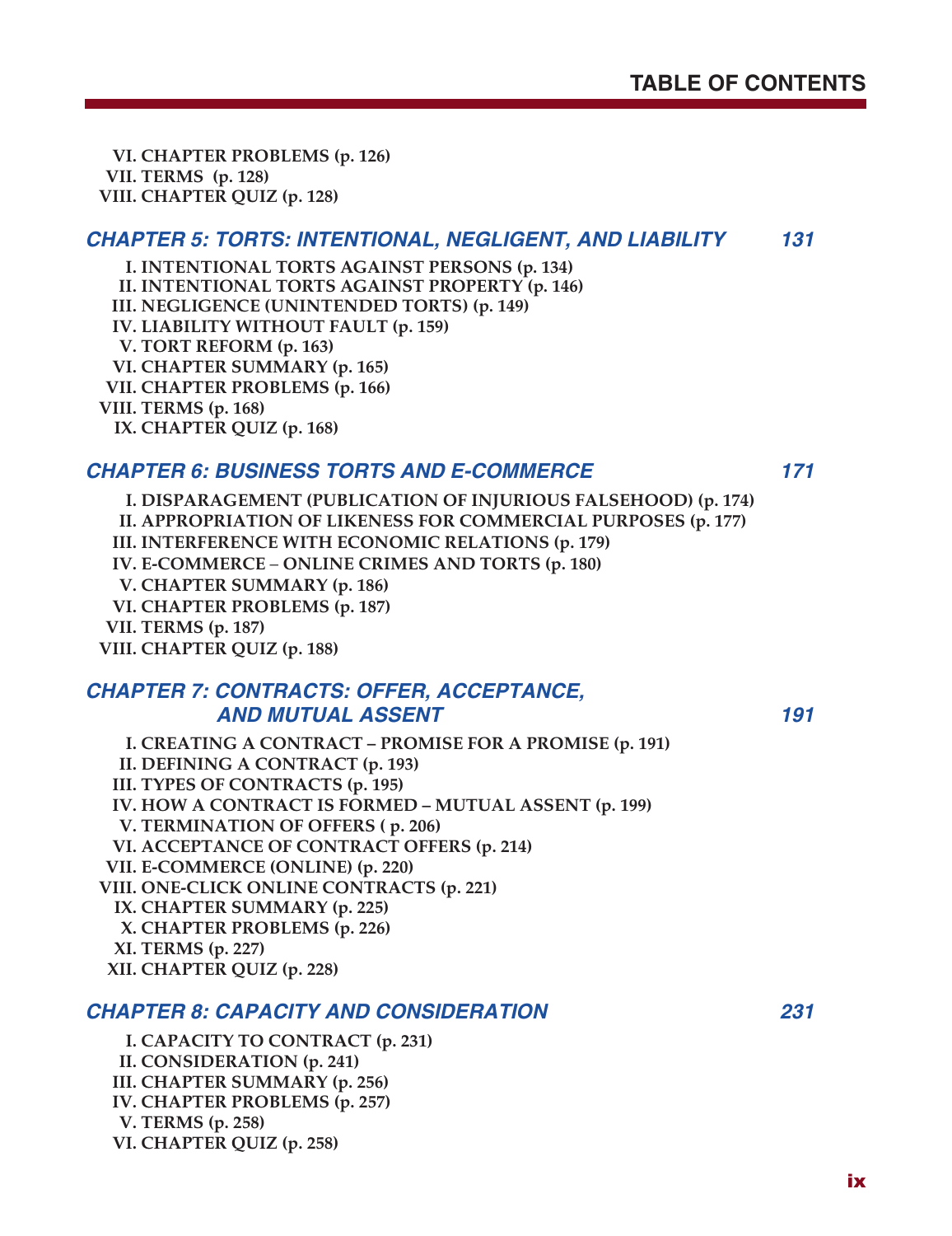VI. CHAPTER PROBLEMS (p. 126)
VII. TERMS (p. 128)
VIII. CHAPTER QUIZ (p. 128)

## *CHAPTER 5: TORTS: INTENTIONAL, NEGLIGENT, AND LIABILITY* — *131*

I. INTENTIONAL TORTS AGAINST PERSONS (p. 134)
II. INTENTIONAL TORTS AGAINST PROPERTY (p. 146)
III. NEGLIGENCE (UNINTENDED TORTS) (p. 149)
IV. LIABILITY WITHOUT FAULT (p. 159)
V. TORT REFORM (p. 163)
VI. CHAPTER SUMMARY (p. 165)
VII. CHAPTER PROBLEMS (p. 166)
VIII. TERMS (p. 168)
IX. CHAPTER QUIZ (p. 168)

## *CHAPTER 6: BUSINESS TORTS AND E-COMMERCE* — *171*

I. DISPARAGEMENT (PUBLICATION OF INJURIOUS FALSEHOOD) (p. 174)
II. APPROPRIATION OF LIKENESS FOR COMMERCIAL PURPOSES (p. 177)
III. INTERFERENCE WITH ECONOMIC RELATIONS (p. 179)
IV. E-COMMERCE – ONLINE CRIMES AND TORTS (p. 180)
V. CHAPTER SUMMARY (p. 186)
VI. CHAPTER PROBLEMS (p. 187)
VII. TERMS (p. 187)
VIII. CHAPTER QUIZ (p. 188)

## *CHAPTER 7: CONTRACTS: OFFER, ACCEPTANCE, AND MUTUAL ASSENT* — *191*

I. CREATING A CONTRACT – PROMISE FOR A PROMISE (p. 191)
II. DEFINING A CONTRACT (p. 193)
III. TYPES OF CONTRACTS (p. 195)
IV. HOW A CONTRACT IS FORMED – MUTUAL ASSENT (p. 199)
V. TERMINATION OF OFFERS ( p. 206)
VI. ACCEPTANCE OF CONTRACT OFFERS (p. 214)
VII. E-COMMERCE (ONLINE) (p. 220)
VIII. ONE-CLICK ONLINE CONTRACTS (p. 221)
IX. CHAPTER SUMMARY (p. 225)
X. CHAPTER PROBLEMS (p. 226)
XI. TERMS (p. 227)
XII. CHAPTER QUIZ (p. 228)

## *CHAPTER 8: CAPACITY AND CONSIDERATION* — *231*

I. CAPACITY TO CONTRACT (p. 231)
II. CONSIDERATION (p. 241)
III. CHAPTER SUMMARY (p. 256)
IV. CHAPTER PROBLEMS (p. 257)
V. TERMS (p. 258)
VI. CHAPTER QUIZ (p. 258)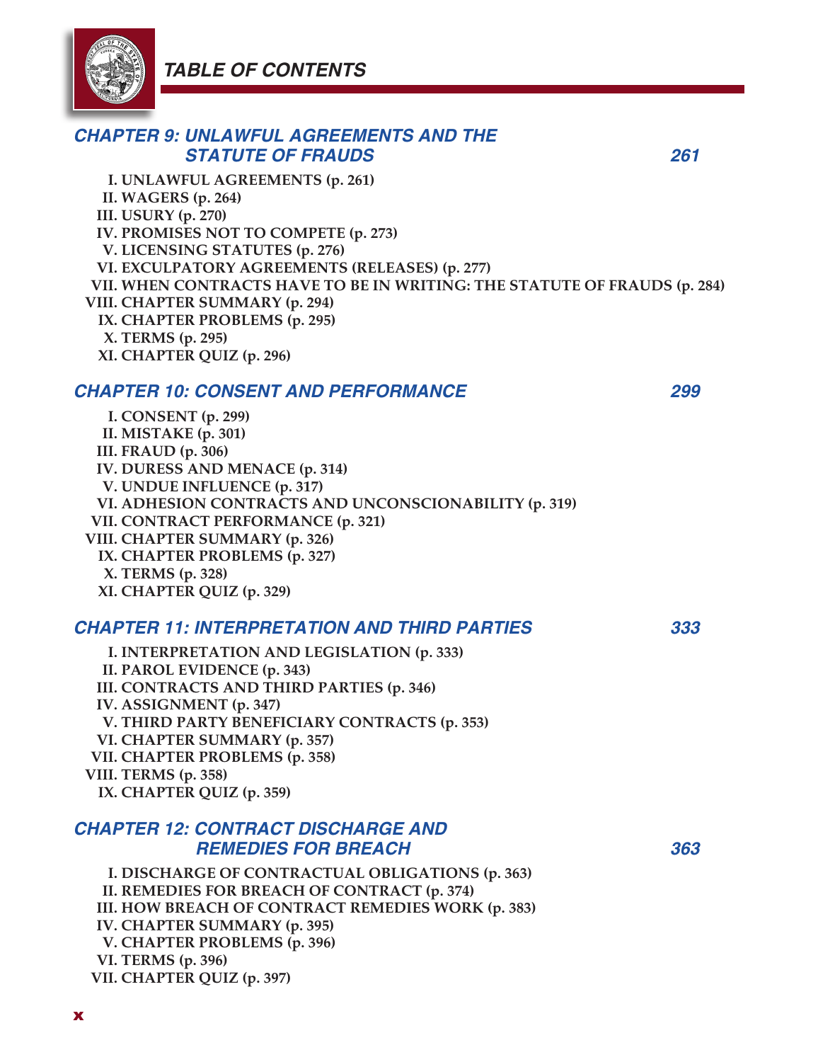# TABLE OF CONTENTS

## CHAPTER 9: UNLAWFUL AGREEMENTS AND THE STATUTE OF FRAUDS 261

I. UNLAWFUL AGREEMENTS (p. 261)
II. WAGERS (p. 264)
III. USURY (p. 270)
IV. PROMISES NOT TO COMPETE (p. 273)
V. LICENSING STATUTES (p. 276)
VI. EXCULPATORY AGREEMENTS (RELEASES) (p. 277)
VII. WHEN CONTRACTS HAVE TO BE IN WRITING: THE STATUTE OF FRAUDS (p. 284)
VIII. CHAPTER SUMMARY (p. 294)
IX. CHAPTER PROBLEMS (p. 295)
X. TERMS (p. 295)
XI. CHAPTER QUIZ (p. 296)

## CHAPTER 10: CONSENT AND PERFORMANCE 299

I. CONSENT (p. 299)
II. MISTAKE (p. 301)
III. FRAUD (p. 306)
IV. DURESS AND MENACE (p. 314)
V. UNDUE INFLUENCE (p. 317)
VI. ADHESION CONTRACTS AND UNCONSCIONABILITY (p. 319)
VII. CONTRACT PERFORMANCE (p. 321)
VIII. CHAPTER SUMMARY (p. 326)
IX. CHAPTER PROBLEMS (p. 327)
X. TERMS (p. 328)
XI. CHAPTER QUIZ (p. 329)

## CHAPTER 11: INTERPRETATION AND THIRD PARTIES 333

I. INTERPRETATION AND LEGISLATION (p. 333)
II. PAROL EVIDENCE (p. 343)
III. CONTRACTS AND THIRD PARTIES (p. 346)
IV. ASSIGNMENT (p. 347)
V. THIRD PARTY BENEFICIARY CONTRACTS (p. 353)
VI. CHAPTER SUMMARY (p. 357)
VII. CHAPTER PROBLEMS (p. 358)
VIII. TERMS (p. 358)
IX. CHAPTER QUIZ (p. 359)

## CHAPTER 12: CONTRACT DISCHARGE AND REMEDIES FOR BREACH 363

I. DISCHARGE OF CONTRACTUAL OBLIGATIONS (p. 363)
II. REMEDIES FOR BREACH OF CONTRACT (p. 374)
III. HOW BREACH OF CONTRACT REMEDIES WORK (p. 383)
IV. CHAPTER SUMMARY (p. 395)
V. CHAPTER PROBLEMS (p. 396)
VI. TERMS (p. 396)
VII. CHAPTER QUIZ (p. 397)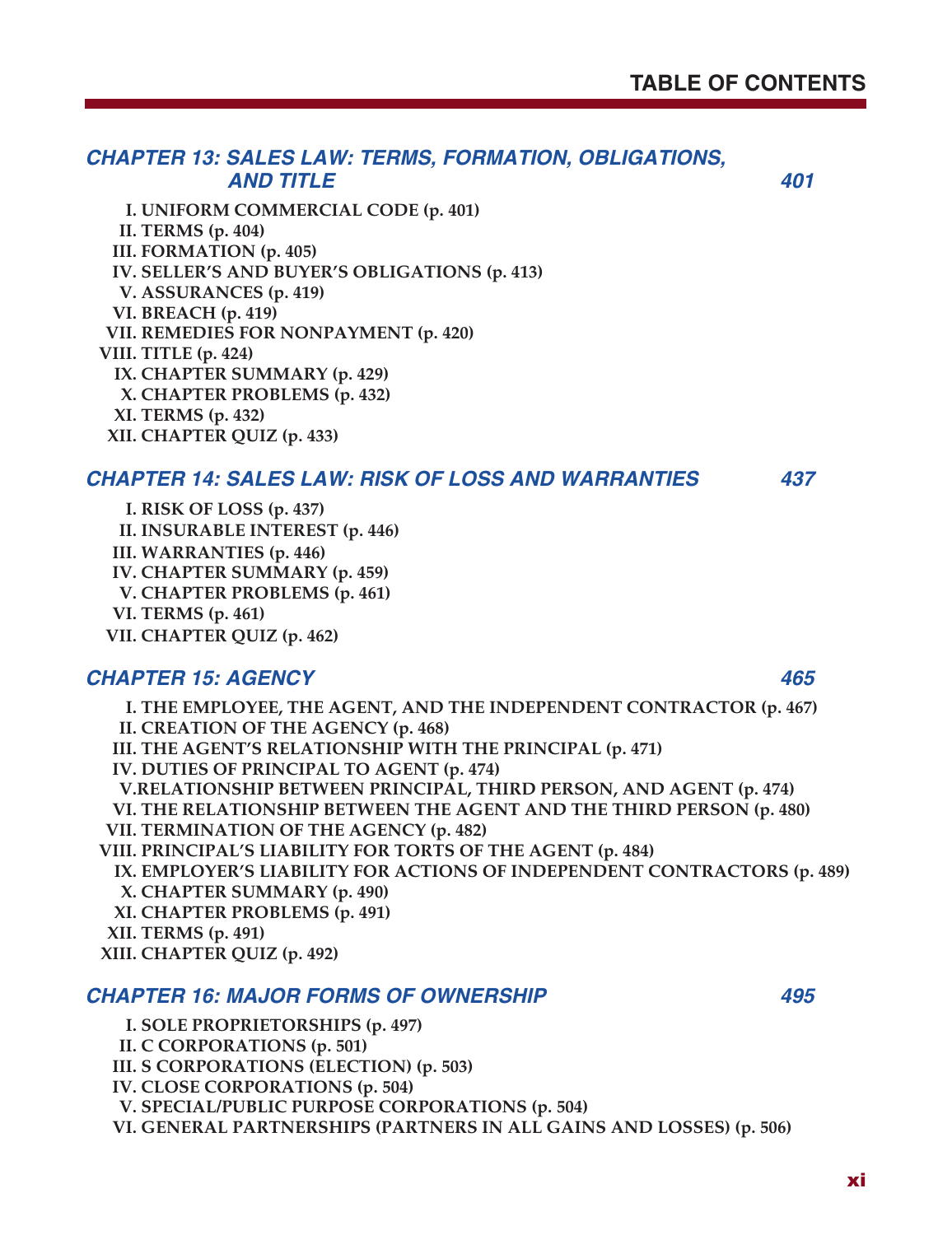# TABLE OF CONTENTS

## CHAPTER 13: SALES LAW: TERMS, FORMATION, OBLIGATIONS, AND TITLE — 401

I. UNIFORM COMMERCIAL CODE (p. 401)
II. TERMS (p. 404)
III. FORMATION (p. 405)
IV. SELLER'S AND BUYER'S OBLIGATIONS (p. 413)
V. ASSURANCES (p. 419)
VI. BREACH (p. 419)
VII. REMEDIES FOR NONPAYMENT (p. 420)
VIII. TITLE (p. 424)
IX. CHAPTER SUMMARY (p. 429)
X. CHAPTER PROBLEMS (p. 432)
XI. TERMS (p. 432)
XII. CHAPTER QUIZ (p. 433)

## CHAPTER 14: SALES LAW: RISK OF LOSS AND WARRANTIES — 437

I. RISK OF LOSS (p. 437)
II. INSURABLE INTEREST (p. 446)
III. WARRANTIES (p. 446)
IV. CHAPTER SUMMARY (p. 459)
V. CHAPTER PROBLEMS (p. 461)
VI. TERMS (p. 461)
VII. CHAPTER QUIZ (p. 462)

## CHAPTER 15: AGENCY — 465

I. THE EMPLOYEE, THE AGENT, AND THE INDEPENDENT CONTRACTOR (p. 467)
II. CREATION OF THE AGENCY (p. 468)
III. THE AGENT'S RELATIONSHIP WITH THE PRINCIPAL (p. 471)
IV. DUTIES OF PRINCIPAL TO AGENT (p. 474)
V.RELATIONSHIP BETWEEN PRINCIPAL, THIRD PERSON, AND AGENT (p. 474)
VI. THE RELATIONSHIP BETWEEN THE AGENT AND THE THIRD PERSON (p. 480)
VII. TERMINATION OF THE AGENCY (p. 482)
VIII. PRINCIPAL'S LIABILITY FOR TORTS OF THE AGENT (p. 484)
IX. EMPLOYER'S LIABILITY FOR ACTIONS OF INDEPENDENT CONTRACTORS (p. 489)
X. CHAPTER SUMMARY (p. 490)
XI. CHAPTER PROBLEMS (p. 491)
XII. TERMS (p. 491)
XIII. CHAPTER QUIZ (p. 492)

## CHAPTER 16: MAJOR FORMS OF OWNERSHIP — 495

I. SOLE PROPRIETORSHIPS (p. 497)
II. C CORPORATIONS (p. 501)
III. S CORPORATIONS (ELECTION) (p. 503)
IV. CLOSE CORPORATIONS (p. 504)
V. SPECIAL/PUBLIC PURPOSE CORPORATIONS (p. 504)
VI. GENERAL PARTNERSHIPS (PARTNERS IN ALL GAINS AND LOSSES) (p. 506)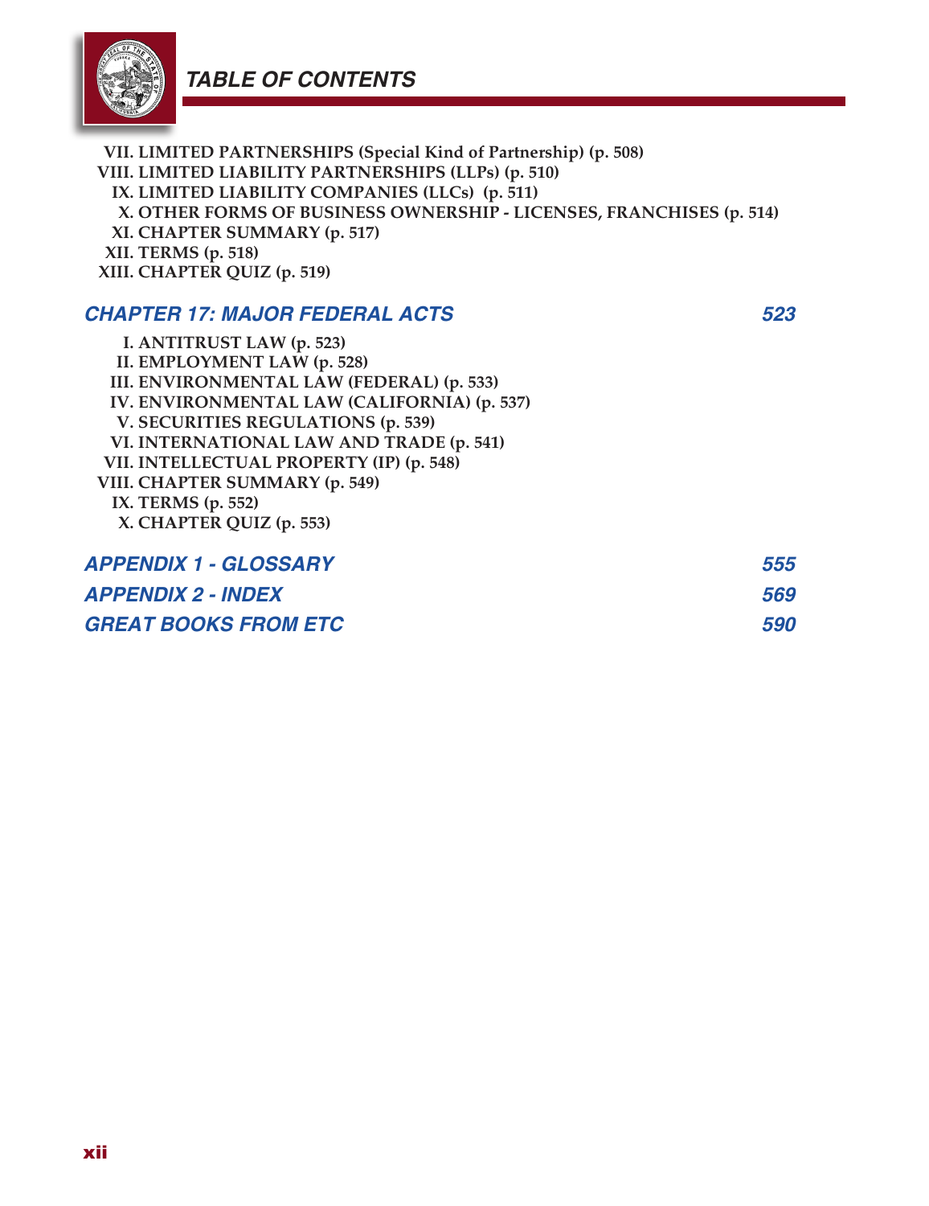VII. LIMITED PARTNERSHIPS (Special Kind of Partnership) (p. 508)
VIII. LIMITED LIABILITY PARTNERSHIPS (LLPs) (p. 510)
IX. LIMITED LIABILITY COMPANIES (LLCs) (p. 511)
X. OTHER FORMS OF BUSINESS OWNERSHIP - LICENSES, FRANCHISES (p. 514)
XI. CHAPTER SUMMARY (p. 517)
XII. TERMS (p. 518)
XIII. CHAPTER QUIZ (p. 519)

## *CHAPTER 17: MAJOR FEDERAL ACTS* — *523*

I. ANTITRUST LAW (p. 523)
II. EMPLOYMENT LAW (p. 528)
III. ENVIRONMENTAL LAW (FEDERAL) (p. 533)
IV. ENVIRONMENTAL LAW (CALIFORNIA) (p. 537)
V. SECURITIES REGULATIONS (p. 539)
VI. INTERNATIONAL LAW AND TRADE (p. 541)
VII. INTELLECTUAL PROPERTY (IP) (p. 548)
VIII. CHAPTER SUMMARY (p. 549)
IX. TERMS (p. 552)
X. CHAPTER QUIZ (p. 553)

## *APPENDIX 1 - GLOSSARY* — *555*

## *APPENDIX 2 - INDEX* — *569*

## *GREAT BOOKS FROM ETC* — *590*